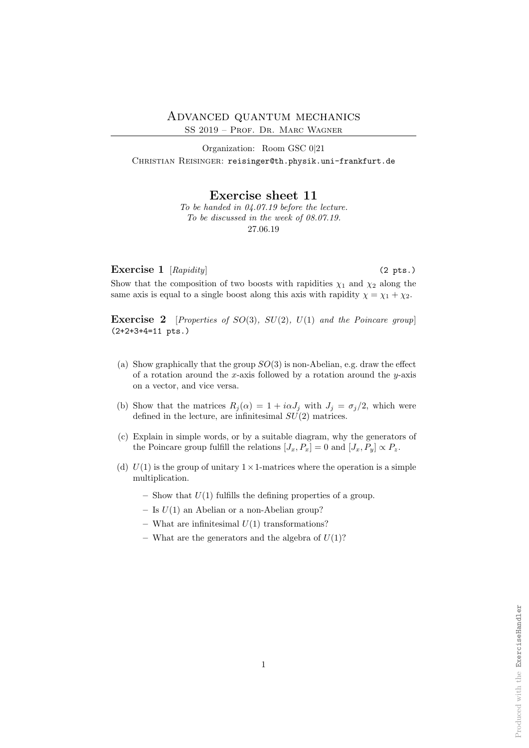# Advanced quantum mechanics

SS 2019 – Prof. Dr. Marc Wagner

Organization: Room GSC 0|21

Christian Reisinger: reisinger@th.physik.uni-frankfurt.de

## Exercise sheet 11

*To be handed in 04.07.19 before the lecture.*
*To be discussed in the week of 08.07.19.*
27.06.19

**Exercise 1** [*Rapidity*] (2 pts.)

Show that the composition of two boosts with rapidities $\chi_1$ and $\chi_2$ along the same axis is equal to a single boost along this axis with rapidity $\chi = \chi_1 + \chi_2$.

**Exercise 2** [*Properties of $SO(3)$, $SU(2)$, $U(1)$ and the Poincare group*] (2+2+3+4=11 pts.)

(a) Show graphically that the group $SO(3)$ is non-Abelian, e.g. draw the effect of a rotation around the $x$-axis followed by a rotation around the $y$-axis on a vector, and vice versa.

(b) Show that the matrices $R_j(\alpha) = 1 + i\alpha J_j$ with $J_j = \sigma_j/2$, which were defined in the lecture, are infinitesimal $SU(2)$ matrices.

(c) Explain in simple words, or by a suitable diagram, why the generators of the Poincare group fulfill the relations $[J_x, P_x] = 0$ and $[J_x, P_y] \propto P_z$.

(d) $U(1)$ is the group of unitary $1 \times 1$-matrices where the operation is a simple multiplication.

- Show that $U(1)$ fulfills the defining properties of a group.
- Is $U(1)$ an Abelian or a non-Abelian group?
- What are infinitesimal $U(1)$ transformations?
- What are the generators and the algebra of $U(1)$?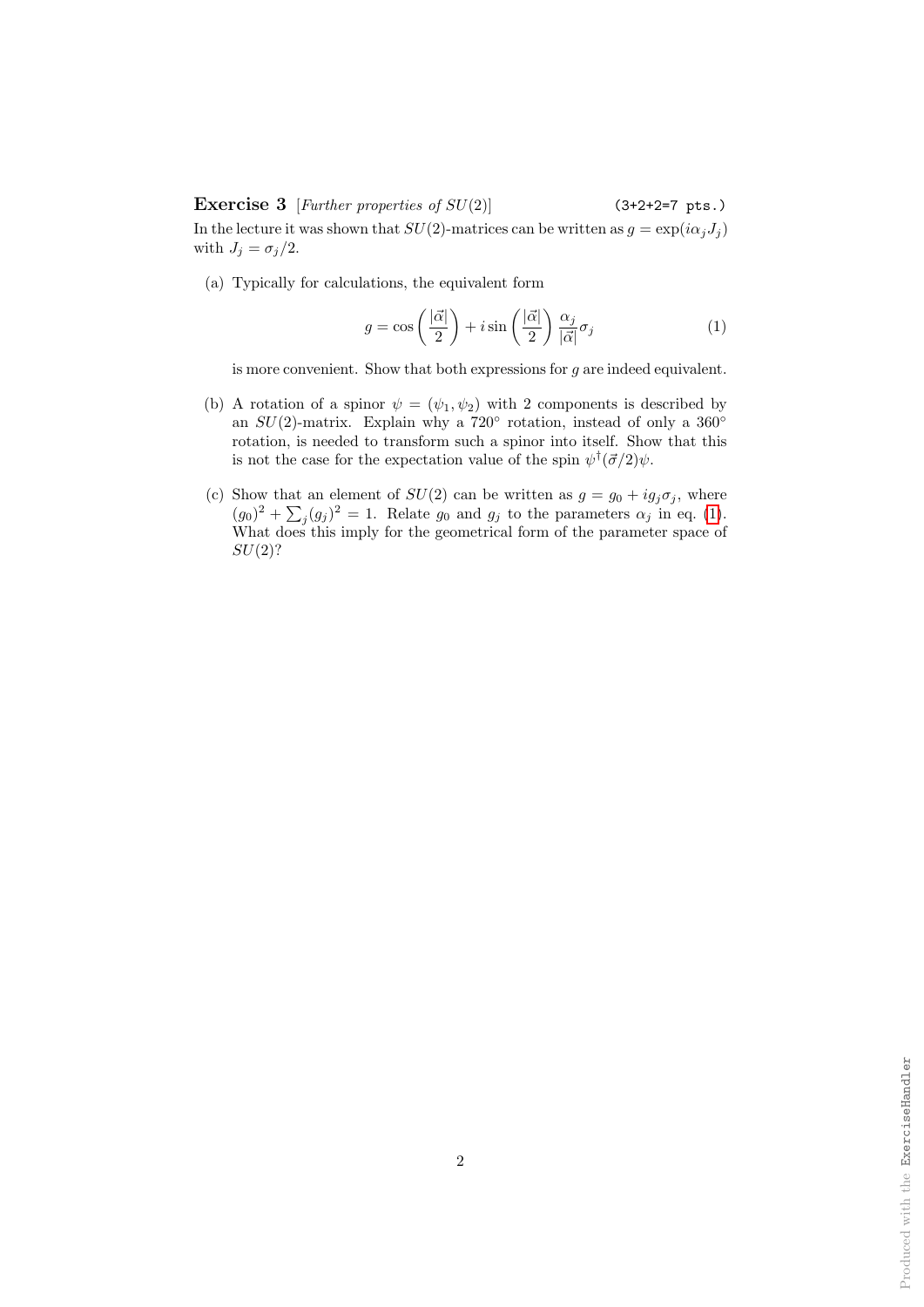**Exercise 3** [*Further properties of* $SU(2)$] (3+2+2=7 pts.)

In the lecture it was shown that $SU(2)$-matrices can be written as $g = \exp(i\alpha_j J_j)$ with $J_j = \sigma_j/2$.

(a) Typically for calculations, the equivalent form

$$g = \cos\left(\frac{|\vec{\alpha}|}{2}\right) + i \sin\left(\frac{|\vec{\alpha}|}{2}\right) \frac{\alpha_j}{|\vec{\alpha}|}\sigma_j \tag{1}$$

is more convenient. Show that both expressions for $g$ are indeed equivalent.

(b) A rotation of a spinor $\psi = (\psi_1, \psi_2)$ with 2 components is described by an $SU(2)$-matrix. Explain why a 720° rotation, instead of only a 360° rotation, is needed to transform such a spinor into itself. Show that this is not the case for the expectation value of the spin $\psi^\dagger(\vec{\sigma}/2)\psi$.

(c) Show that an element of $SU(2)$ can be written as $g = g_0 + i g_j \sigma_j$, where $(g_0)^2 + \sum_j (g_j)^2 = 1$. Relate $g_0$ and $g_j$ to the parameters $\alpha_j$ in eq. (1). What does this imply for the geometrical form of the parameter space of $SU(2)$?